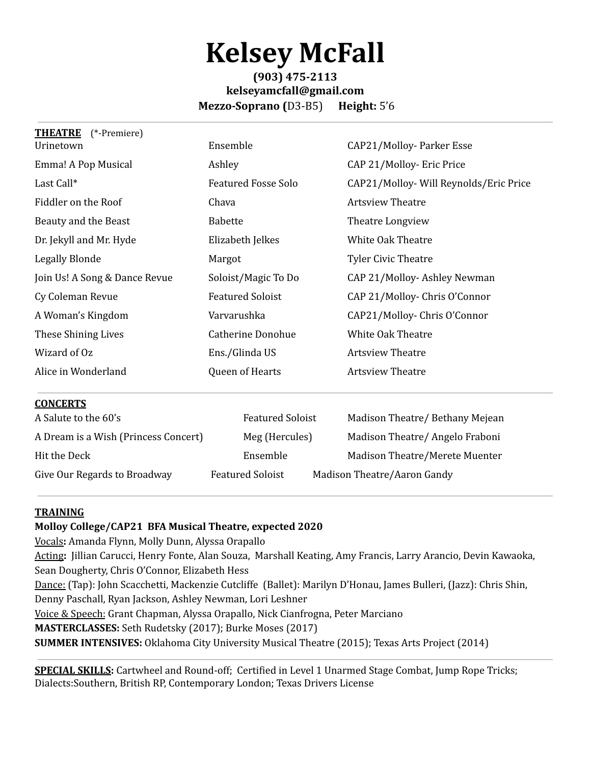# Kelsey McFall

**(903) 475-2113**
**kelseyamcfall@gmail.com**
**Mezzo-Soprano (**D3-B5) **Height:** 5'6

---

**THEATRE** (*-Premiere)

| | | |
|---|---|---|
| Urinetown | Ensemble | CAP21/Molloy- Parker Esse |
| Emma! A Pop Musical | Ashley | CAP 21/Molloy- Eric Price |
| Last Call* | Featured Fosse Solo | CAP21/Molloy- Will Reynolds/Eric Price |
| Fiddler on the Roof | Chava | Artsview Theatre |
| Beauty and the Beast | Babette | Theatre Longview |
| Dr. Jekyll and Mr. Hyde | Elizabeth Jelkes | White Oak Theatre |
| Legally Blonde | Margot | Tyler Civic Theatre |
| Join Us! A Song & Dance Revue | Soloist/Magic To Do | CAP 21/Molloy- Ashley Newman |
| Cy Coleman Revue | Featured Soloist | CAP 21/Molloy- Chris O'Connor |
| A Woman's Kingdom | Varvarushka | CAP21/Molloy- Chris O'Connor |
| These Shining Lives | Catherine Donohue | White Oak Theatre |
| Wizard of Oz | Ens./Glinda US | Artsview Theatre |
| Alice in Wonderland | Queen of Hearts | Artsview Theatre |

---

**CONCERTS**

| | | |
|---|---|---|
| A Salute to the 60's | Featured Soloist | Madison Theatre/ Bethany Mejean |
| A Dream is a Wish (Princess Concert) | Meg (Hercules) | Madison Theatre/ Angelo Fraboni |
| Hit the Deck | Ensemble | Madison Theatre/Merete Muenter |
| Give Our Regards to Broadway | Featured Soloist | Madison Theatre/Aaron Gandy |

---

**TRAINING**

**Molloy College/CAP21 BFA Musical Theatre, expected 2020**

Vocals**:** Amanda Flynn, Molly Dunn, Alyssa Orapallo

Acting**:** Jillian Carucci, Henry Fonte, Alan Souza, Marshall Keating, Amy Francis, Larry Arancio, Devin Kawaoka, Sean Dougherty, Chris O'Connor, Elizabeth Hess

Dance: (Tap): John Scacchetti, Mackenzie Cutcliffe (Ballet): Marilyn D'Honau, James Bulleri, (Jazz): Chris Shin, Denny Paschall, Ryan Jackson, Ashley Newman, Lori Leshner

Voice & Speech: Grant Chapman, Alyssa Orapallo, Nick Cianfrogna, Peter Marciano

**MASTERCLASSES:** Seth Rudetsky (2017); Burke Moses (2017)

**SUMMER INTENSIVES:** Oklahoma City University Musical Theatre (2015); Texas Arts Project (2014)

---

**SPECIAL SKILLS:** Cartwheel and Round-off; Certified in Level 1 Unarmed Stage Combat, Jump Rope Tricks; Dialects:Southern, British RP, Contemporary London; Texas Drivers License